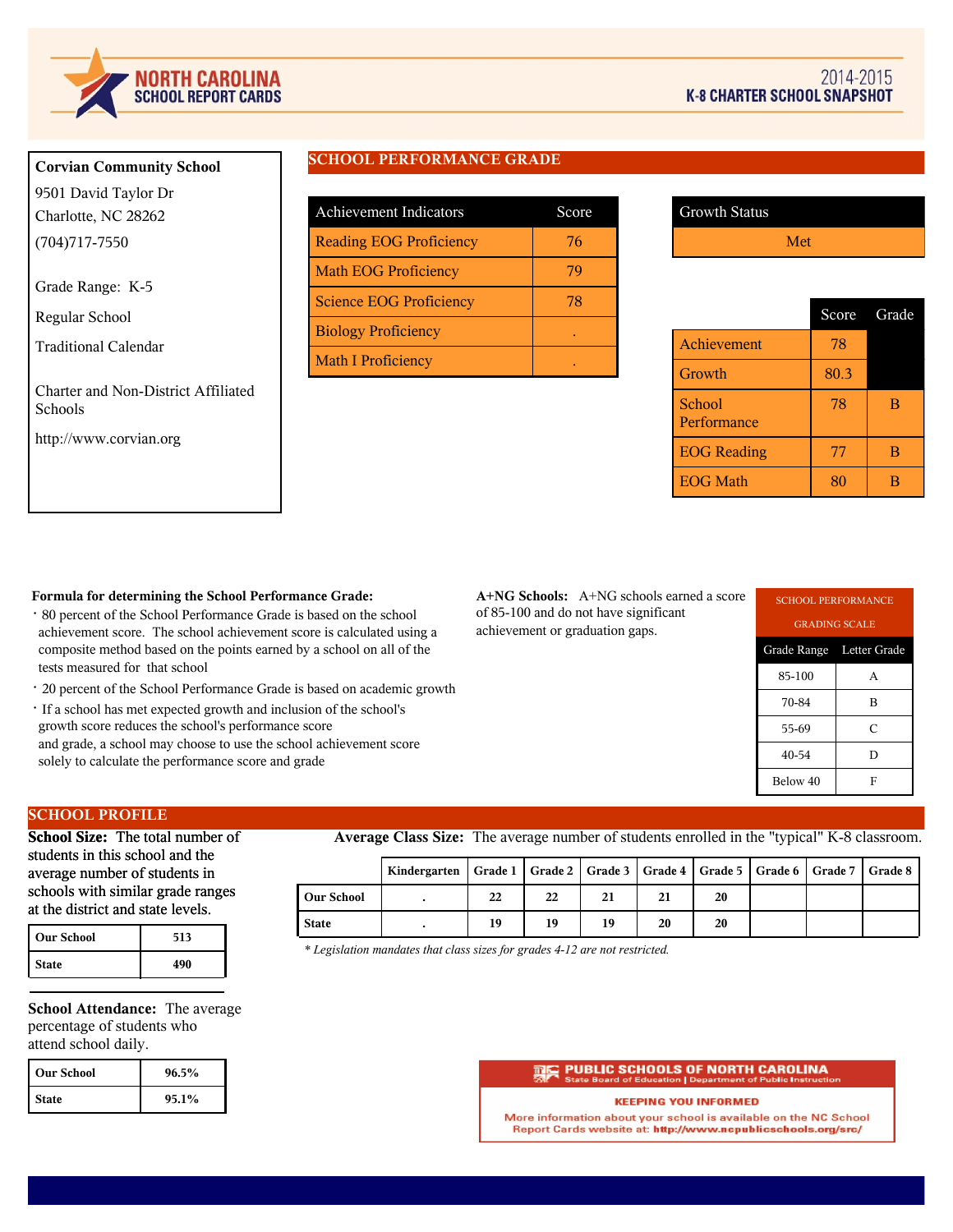# NORTH CAROLINA SCHOOL REPORT CARDS

2014-2015
**K-8 CHARTER SCHOOL SNAPSHOT**

**Corvian Community School**

9501 David Taylor Dr
Charlotte, NC 28262

(704)717-7550

Grade Range: K-5

Regular School

Traditional Calendar

Charter and Non-District Affiliated Schools

http://www.corvian.org

## SCHOOL PERFORMANCE GRADE

| Achievement Indicators | Score |
|---|---|
| Reading EOG Proficiency | 76 |
| Math EOG Proficiency | 79 |
| Science EOG Proficiency | 78 |
| Biology Proficiency | . |
| Math I Proficiency | . |

| Growth Status |
|---|
| Met |

| | Score | Grade |
|---|---|---|
| Achievement | 78 | |
| Growth | 80.3 | |
| School Performance | 78 | B |
| EOG Reading | 77 | B |
| EOG Math | 80 | B |

**Formula for determining the School Performance Grade:**

- 80 percent of the School Performance Grade is based on the school achievement score. The school achievement score is calculated using a composite method based on the points earned by a school on all of the tests measured for that school
- 20 percent of the School Performance Grade is based on academic growth
- If a school has met expected growth and inclusion of the school's growth score reduces the school's performance score and grade, a school may choose to use the school achievement score solely to calculate the performance score and grade

**A+NG Schools:** A+NG schools earned a score of 85-100 and do not have significant achievement or graduation gaps.

| SCHOOL PERFORMANCE GRADING SCALE | |
|---|---|
| Grade Range | Letter Grade |
| 85-100 | A |
| 70-84 | B |
| 55-69 | C |
| 40-54 | D |
| Below 40 | F |

## SCHOOL PROFILE

**School Size:** The total number of students in this school and the average number of students in schools with similar grade ranges at the district and state levels.

| | |
|---|---|
| **Our School** | **513** |
| **State** | **490** |

**School Attendance:** The average percentage of students who attend school daily.

| | |
|---|---|
| **Our School** | **96.5%** |
| **State** | **95.1%** |

**Average Class Size:** The average number of students enrolled in the "typical" K-8 classroom.

| | Kindergarten | Grade 1 | Grade 2 | Grade 3 | Grade 4 | Grade 5 | Grade 6 | Grade 7 | Grade 8 |
|---|---|---|---|---|---|---|---|---|---|
| **Our School** | . | 22 | 22 | 21 | 21 | 20 | | | |
| **State** | . | 19 | 19 | 19 | 20 | 20 | | | |

*\* Legislation mandates that class sizes for grades 4-12 are not restricted.*

**PUBLIC SCHOOLS OF NORTH CAROLINA**
State Board of Education | Department of Public Instruction

**KEEPING YOU INFORMED**

More information about your school is available on the NC School Report Cards website at: **http://www.ncpublicschools.org/src/**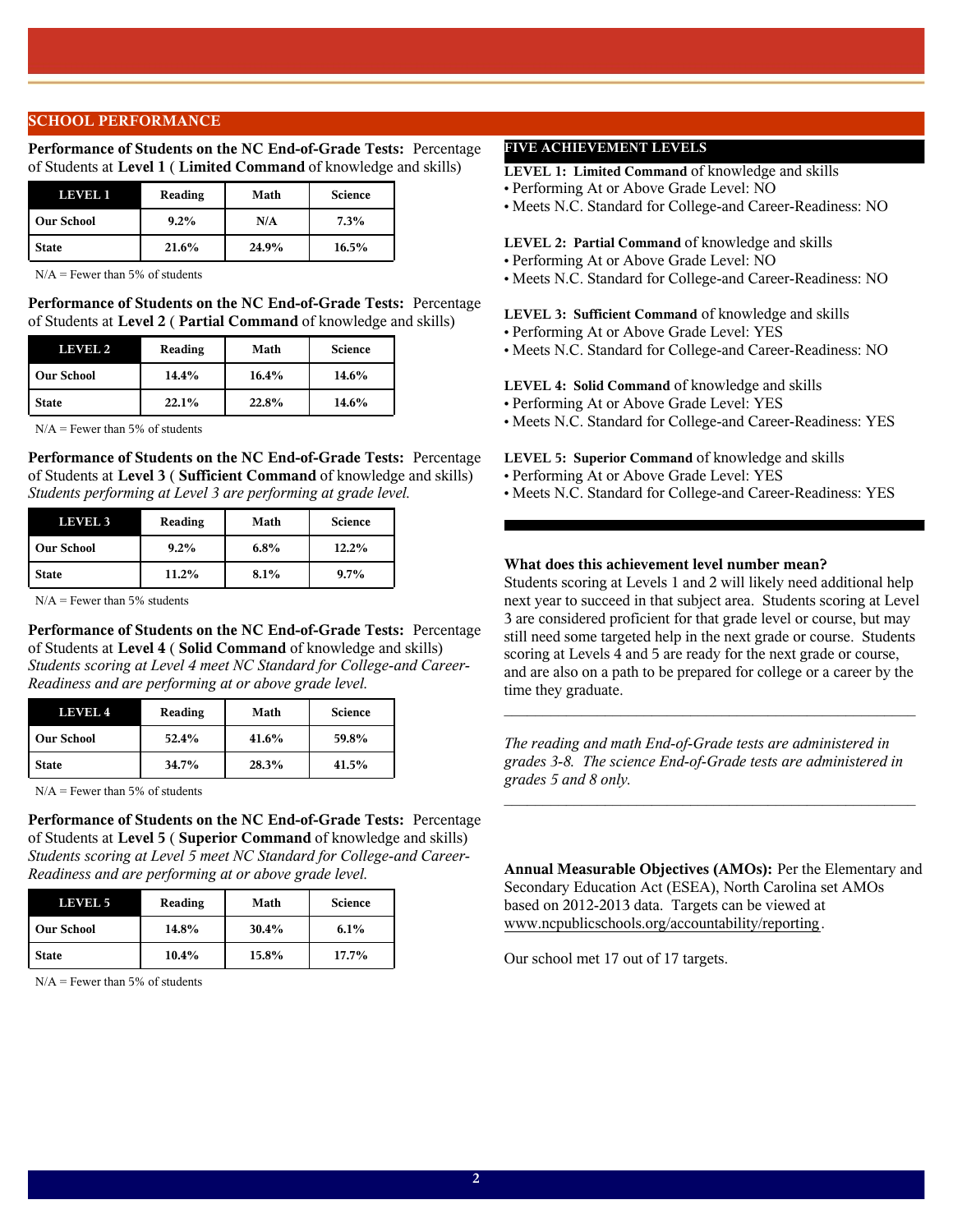## SCHOOL PERFORMANCE

**Performance of Students on the NC End-of-Grade Tests:** Percentage of Students at **Level 1** ( **Limited Command** of knowledge and skills)

| LEVEL 1 | Reading | Math | Science |
|---|---|---|---|
| Our School | 9.2% | N/A | 7.3% |
| State | 21.6% | 24.9% | 16.5% |

N/A = Fewer than 5% of students

**Performance of Students on the NC End-of-Grade Tests:** Percentage of Students at **Level 2** ( **Partial Command** of knowledge and skills)

| LEVEL 2 | Reading | Math | Science |
|---|---|---|---|
| Our School | 14.4% | 16.4% | 14.6% |
| State | 22.1% | 22.8% | 14.6% |

N/A = Fewer than 5% of students

**Performance of Students on the NC End-of-Grade Tests:** Percentage of Students at **Level 3** ( **Sufficient Command** of knowledge and skills)
*Students performing at Level 3 are performing at grade level.*

| LEVEL 3 | Reading | Math | Science |
|---|---|---|---|
| Our School | 9.2% | 6.8% | 12.2% |
| State | 11.2% | 8.1% | 9.7% |

N/A = Fewer than 5% students

**Performance of Students on the NC End-of-Grade Tests:** Percentage of Students at **Level 4** ( **Solid Command** of knowledge and skills)
*Students scoring at Level 4 meet NC Standard for College-and Career-Readiness and are performing at or above grade level.*

| LEVEL 4 | Reading | Math | Science |
|---|---|---|---|
| Our School | 52.4% | 41.6% | 59.8% |
| State | 34.7% | 28.3% | 41.5% |

N/A = Fewer than 5% of students

**Performance of Students on the NC End-of-Grade Tests:** Percentage of Students at **Level 5** ( **Superior Command** of knowledge and skills)
*Students scoring at Level 5 meet NC Standard for College-and Career-Readiness and are performing at or above grade level.*

| LEVEL 5 | Reading | Math | Science |
|---|---|---|---|
| Our School | 14.8% | 30.4% | 6.1% |
| State | 10.4% | 15.8% | 17.7% |

N/A = Fewer than 5% of students

### FIVE ACHIEVEMENT LEVELS

**LEVEL 1: Limited Command** of knowledge and skills
- Performing At or Above Grade Level: NO
- Meets N.C. Standard for College-and Career-Readiness: NO

**LEVEL 2: Partial Command** of knowledge and skills
- Performing At or Above Grade Level: NO
- Meets N.C. Standard for College-and Career-Readiness: NO

**LEVEL 3: Sufficient Command** of knowledge and skills
- Performing At or Above Grade Level: YES
- Meets N.C. Standard for College-and Career-Readiness: NO

**LEVEL 4: Solid Command** of knowledge and skills
- Performing At or Above Grade Level: YES
- Meets N.C. Standard for College-and Career-Readiness: YES

**LEVEL 5: Superior Command** of knowledge and skills
- Performing At or Above Grade Level: YES
- Meets N.C. Standard for College-and Career-Readiness: YES

**What does this achievement level number mean?**
Students scoring at Levels 1 and 2 will likely need additional help next year to succeed in that subject area. Students scoring at Level 3 are considered proficient for that grade level or course, but may still need some targeted help in the next grade or course. Students scoring at Levels 4 and 5 are ready for the next grade or course, and are also on a path to be prepared for college or a career by the time they graduate.

---

*The reading and math End-of-Grade tests are administered in grades 3-8. The science End-of-Grade tests are administered in grades 5 and 8 only.*

---

**Annual Measurable Objectives (AMOs):** Per the Elementary and Secondary Education Act (ESEA), North Carolina set AMOs based on 2012-2013 data. Targets can be viewed at www.ncpublicschools.org/accountability/reporting.

Our school met 17 out of 17 targets.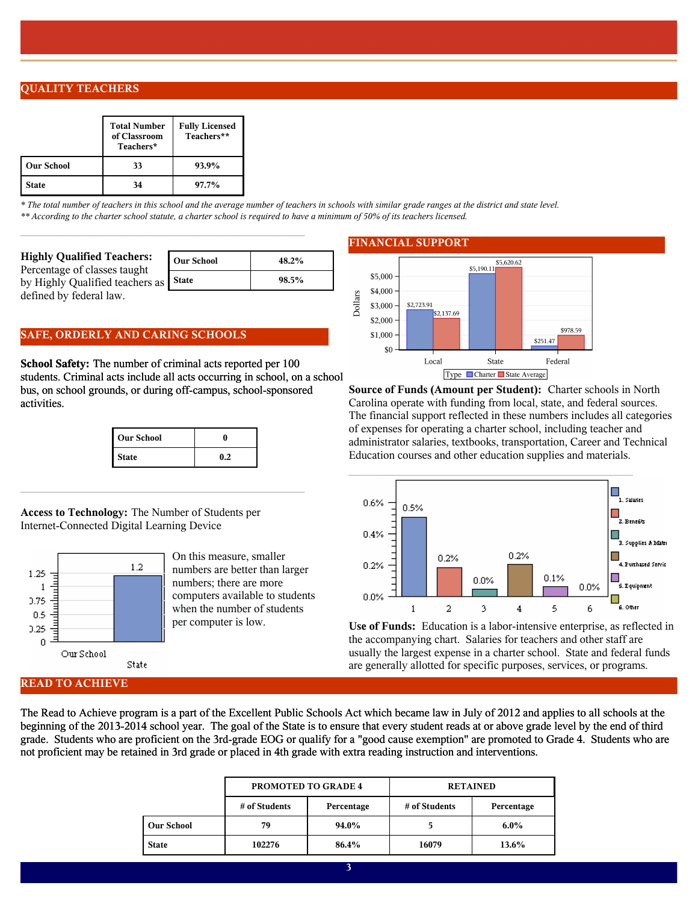## QUALITY TEACHERS

| | Total Number of Classroom Teachers* | Fully Licensed Teachers** |
|---|---|---|
| **Our School** | 33 | 93.9% |
| **State** | 34 | 97.7% |

*\* The total number of teachers in this school and the average number of teachers in schools with similar grade ranges at the district and state level.*
*\*\* According to the charter school statute, a charter school is required to have a minimum of 50% of its teachers licensed.*

**Highly Qualified Teachers:** Percentage of classes taught by Highly Qualified teachers as defined by federal law.

| | |
|---|---|
| **Our School** | 48.2% |
| **State** | 98.5% |

## SAFE, ORDERLY AND CARING SCHOOLS

**School Safety:** The number of criminal acts reported per 100 students. Criminal acts include all acts occurring in school, on a school bus, on school grounds, or during off-campus, school-sponsored activities.

| | |
|---|---|
| **Our School** | 0 |
| **State** | 0.2 |

**Access to Technology:** The Number of Students per Internet-Connected Digital Learning Device

1.25
1
0.75
0.5
0.25
0
1.2
Our School
State

On this measure, smaller numbers are better than larger numbers; there are more computers available to students when the number of students per computer is low.

## FINANCIAL SUPPORT

Dollars
$5,000
$4,000
$3,000
$2,000
$1,000
$0
$2,723.91
$2,137.69
$5,190.11
$5,620.62
$251.47
$978.59
Local
State
Federal
Type: Charter, State Average

**Source of Funds (Amount per Student):** Charter schools in North Carolina operate with funding from local, state, and federal sources. The financial support reflected in these numbers includes all categories of expenses for operating a charter school, including teacher and administrator salaries, textbooks, transportation, Career and Technical Education courses and other education supplies and materials.

0.6%
0.4%
0.2%
0.0%
0.5%
0.2%
0.0%
0.2%
0.1%
0.0%
1 2 3 4 5 6
1. Salaries
2. Benefits
3. Supplies & Mater
4. Purchased Servic
5. Equipment
6. Other

**Use of Funds:** Education is a labor-intensive enterprise, as reflected in the accompanying chart. Salaries for teachers and other staff are usually the largest expense in a charter school. State and federal funds are generally allotted for specific purposes, services, or programs.

## READ TO ACHIEVE

The Read to Achieve program is a part of the Excellent Public Schools Act which became law in July of 2012 and applies to all schools at the beginning of the 2013-2014 school year. The goal of the State is to ensure that every student reads at or above grade level by the end of third grade. Students who are proficient on the 3rd-grade EOG or qualify for a "good cause exemption" are promoted to Grade 4. Students who are not proficient may be retained in 3rd grade or placed in 4th grade with extra reading instruction and interventions.

| | PROMOTED TO GRADE 4 | | RETAINED | |
|---|---|---|---|---|
| | # of Students | Percentage | # of Students | Percentage |
| **Our School** | 79 | 94.0% | 5 | 6.0% |
| **State** | 102276 | 86.4% | 16079 | 13.6% |